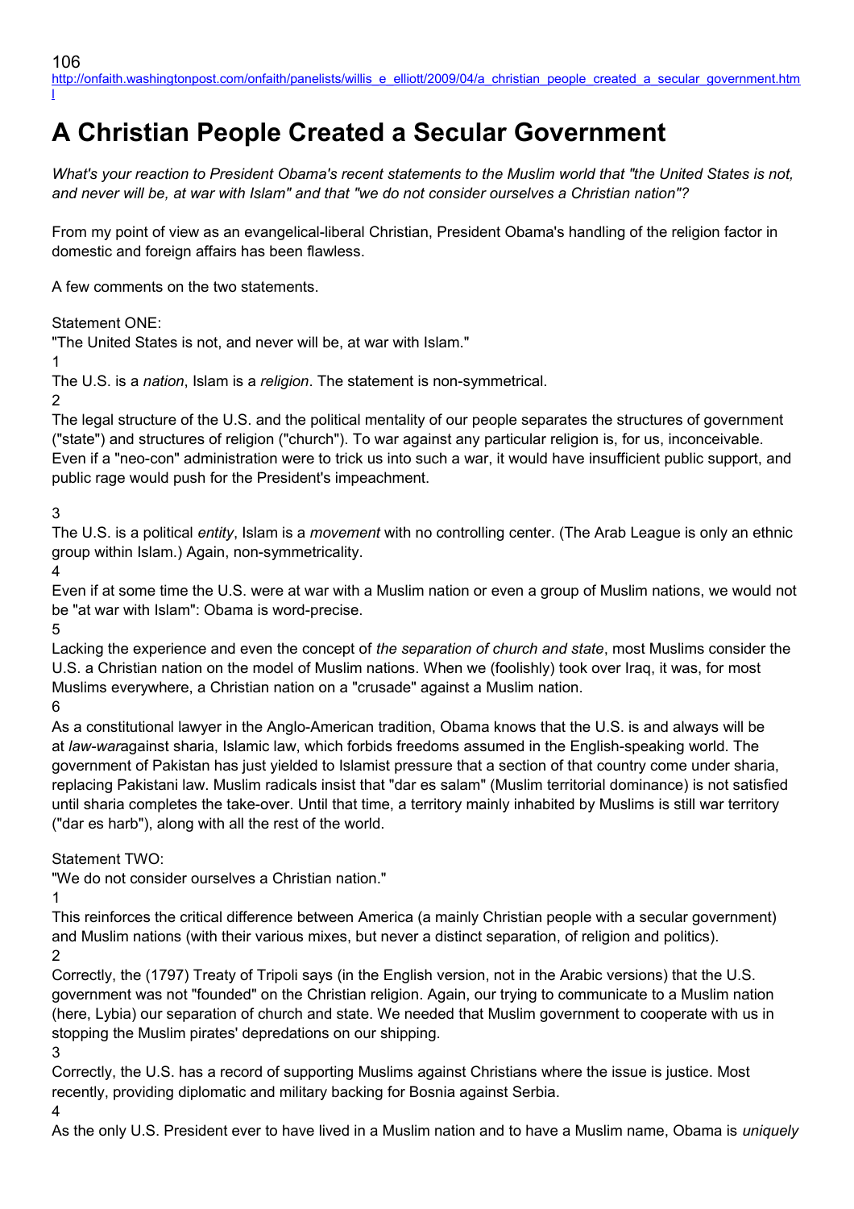106
http://onfaith.washingtonpost.com/onfaith/panelists/willis_e_elliott/2009/04/a_christian_people_created_a_secular_government.html

# A Christian People Created a Secular Government

*What's your reaction to President Obama's recent statements to the Muslim world that "the United States is not, and never will be, at war with Islam" and that "we do not consider ourselves a Christian nation"?*

From my point of view as an evangelical-liberal Christian, President Obama's handling of the religion factor in domestic and foreign affairs has been flawless.

A few comments on the two statements.

Statement ONE:
"The United States is not, and never will be, at war with Islam."

1
The U.S. is a *nation*, Islam is a *religion*. The statement is non-symmetrical.

2
The legal structure of the U.S. and the political mentality of our people separates the structures of government ("state") and structures of religion ("church"). To war against any particular religion is, for us, inconceivable. Even if a "neo-con" administration were to trick us into such a war, it would have insufficient public support, and public rage would push for the President's impeachment.

3
The U.S. is a political *entity*, Islam is a *movement* with no controlling center. (The Arab League is only an ethnic group within Islam.) Again, non-symmetricality.

4
Even if at some time the U.S. were at war with a Muslim nation or even a group of Muslim nations, we would not be "at war with Islam": Obama is word-precise.

5
Lacking the experience and even the concept of *the separation of church and state*, most Muslims consider the U.S. a Christian nation on the model of Muslim nations. When we (foolishly) took over Iraq, it was, for most Muslims everywhere, a Christian nation on a "crusade" against a Muslim nation.

6
As a constitutional lawyer in the Anglo-American tradition, Obama knows that the U.S. is and always will be at *law-war*against sharia, Islamic law, which forbids freedoms assumed in the English-speaking world. The government of Pakistan has just yielded to Islamist pressure that a section of that country come under sharia, replacing Pakistani law. Muslim radicals insist that "dar es salam" (Muslim territorial dominance) is not satisfied until sharia completes the take-over. Until that time, a territory mainly inhabited by Muslims is still war territory ("dar es harb"), along with all the rest of the world.

Statement TWO:
"We do not consider ourselves a Christian nation."

1
This reinforces the critical difference between America (a mainly Christian people with a secular government) and Muslim nations (with their various mixes, but never a distinct separation, of religion and politics).

2
Correctly, the (1797) Treaty of Tripoli says (in the English version, not in the Arabic versions) that the U.S. government was not "founded" on the Christian religion. Again, our trying to communicate to a Muslim nation (here, Lybia) our separation of church and state. We needed that Muslim government to cooperate with us in stopping the Muslim pirates' depredations on our shipping.

3
Correctly, the U.S. has a record of supporting Muslims against Christians where the issue is justice. Most recently, providing diplomatic and military backing for Bosnia against Serbia.

4
As the only U.S. President ever to have lived in a Muslim nation and to have a Muslim name, Obama is *uniquely*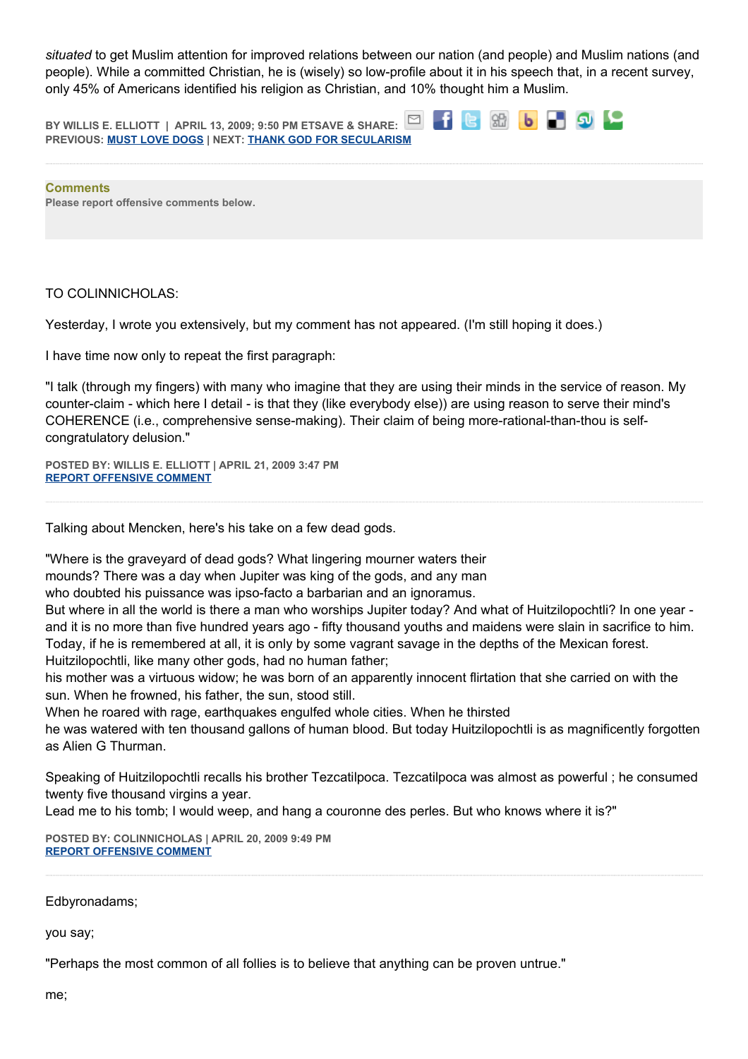*situated* to get Muslim attention for improved relations between our nation (and people) and Muslim nations (and people). While a committed Christian, he is (wisely) so low-profile about it in his speech that, in a recent survey, only 45% of Americans identified his religion as Christian, and 10% thought him a Muslim.

**BY WILLIS E. ELLIOTT | APRIL 13, 2009; 9:50 PM ETSAVE & SHARE:**
**PREVIOUS: MUST LOVE DOGS | NEXT: THANK GOD FOR SECULARISM**

---

**Comments**
**Please report offensive comments below.**

TO COLINNICHOLAS:

Yesterday, I wrote you extensively, but my comment has not appeared. (I'm still hoping it does.)

I have time now only to repeat the first paragraph:

"I talk (through my fingers) with many who imagine that they are using their minds in the service of reason. My counter-claim - which here I detail - is that they (like everybody else)) are using reason to serve their mind's COHERENCE (i.e., comprehensive sense-making). Their claim of being more-rational-than-thou is self-congratulatory delusion."

**POSTED BY: WILLIS E. ELLIOTT | APRIL 21, 2009 3:47 PM**
**REPORT OFFENSIVE COMMENT**

---

Talking about Mencken, here's his take on a few dead gods.

"Where is the graveyard of dead gods? What lingering mourner waters their
mounds? There was a day when Jupiter was king of the gods, and any man
who doubted his puissance was ipso-facto a barbarian and an ignoramus.
But where in all the world is there a man who worships Jupiter today? And what of Huitzilopochtli? In one year - and it is no more than five hundred years ago - fifty thousand youths and maidens were slain in sacrifice to him. Today, if he is remembered at all, it is only by some vagrant savage in the depths of the Mexican forest.
Huitzilopochtli, like many other gods, had no human father;
his mother was a virtuous widow; he was born of an apparently innocent flirtation that she carried on with the sun. When he frowned, his father, the sun, stood still.
When he roared with rage, earthquakes engulfed whole cities. When he thirsted
he was watered with ten thousand gallons of human blood. But today Huitzilopochtli is as magnificently forgotten as Alien G Thurman.

Speaking of Huitzilopochtli recalls his brother Tezcatilpoca. Tezcatilpoca was almost as powerful ; he consumed twenty five thousand virgins a year.
Lead me to his tomb; I would weep, and hang a couronne des perles. But who knows where it is?"

**POSTED BY: COLINNICHOLAS | APRIL 20, 2009 9:49 PM**
**REPORT OFFENSIVE COMMENT**

---

Edbyronadams;

you say;

"Perhaps the most common of all follies is to believe that anything can be proven untrue."

me;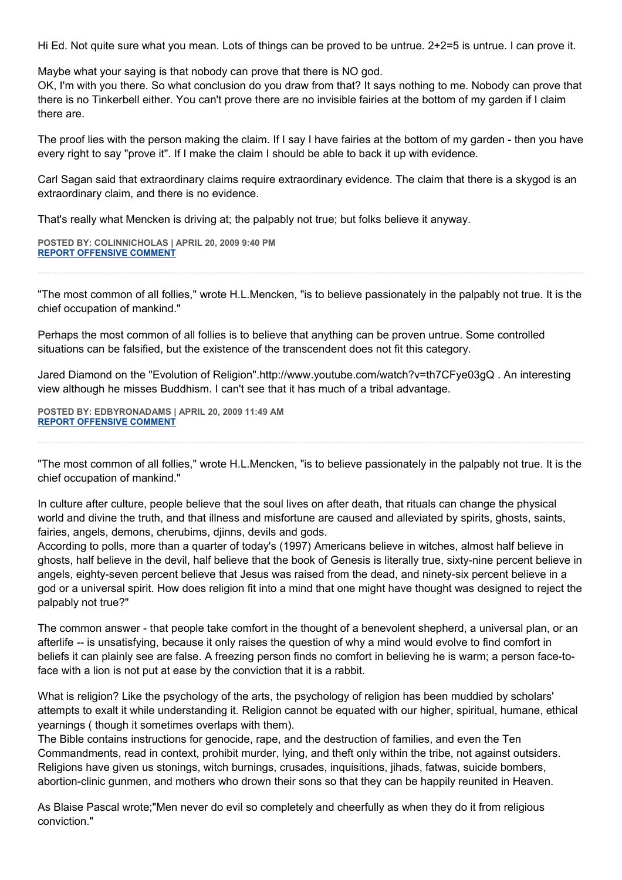Hi Ed. Not quite sure what you mean. Lots of things can be proved to be untrue. 2+2=5 is untrue. I can prove it.

Maybe what your saying is that nobody can prove that there is NO god.
OK, I'm with you there. So what conclusion do you draw from that? It says nothing to me. Nobody can prove that there is no Tinkerbell either. You can't prove there are no invisible fairies at the bottom of my garden if I claim there are.

The proof lies with the person making the claim. If I say I have fairies at the bottom of my garden - then you have every right to say "prove it". If I make the claim I should be able to back it up with evidence.

Carl Sagan said that extraordinary claims require extraordinary evidence. The claim that there is a skygod is an extraordinary claim, and there is no evidence.

That's really what Mencken is driving at; the palpably not true; but folks believe it anyway.

**POSTED BY: COLINNICHOLAS | APRIL 20, 2009 9:40 PM**
**REPORT OFFENSIVE COMMENT**

---

"The most common of all follies," wrote H.L.Mencken, "is to believe passionately in the palpably not true. It is the chief occupation of mankind."

Perhaps the most common of all follies is to believe that anything can be proven untrue. Some controlled situations can be falsified, but the existence of the transcendent does not fit this category.

Jared Diamond on the "Evolution of Religion".http://www.youtube.com/watch?v=th7CFye03gQ . An interesting view although he misses Buddhism. I can't see that it has much of a tribal advantage.

**POSTED BY: EDBYRONADAMS | APRIL 20, 2009 11:49 AM**
**REPORT OFFENSIVE COMMENT**

---

"The most common of all follies," wrote H.L.Mencken, "is to believe passionately in the palpably not true. It is the chief occupation of mankind."

In culture after culture, people believe that the soul lives on after death, that rituals can change the physical world and divine the truth, and that illness and misfortune are caused and alleviated by spirits, ghosts, saints, fairies, angels, demons, cherubims, djinns, devils and gods.
According to polls, more than a quarter of today's (1997) Americans believe in witches, almost half believe in ghosts, half believe in the devil, half believe that the book of Genesis is literally true, sixty-nine percent believe in angels, eighty-seven percent believe that Jesus was raised from the dead, and ninety-six percent believe in a god or a universal spirit. How does religion fit into a mind that one might have thought was designed to reject the palpably not true?"

The common answer - that people take comfort in the thought of a benevolent shepherd, a universal plan, or an afterlife -- is unsatisfying, because it only raises the question of why a mind would evolve to find comfort in beliefs it can plainly see are false. A freezing person finds no comfort in believing he is warm; a person face-to-face with a lion is not put at ease by the conviction that it is a rabbit.

What is religion? Like the psychology of the arts, the psychology of religion has been muddied by scholars' attempts to exalt it while understanding it. Religion cannot be equated with our higher, spiritual, humane, ethical yearnings ( though it sometimes overlaps with them).
The Bible contains instructions for genocide, rape, and the destruction of families, and even the Ten Commandments, read in context, prohibit murder, lying, and theft only within the tribe, not against outsiders. Religions have given us stonings, witch burnings, crusades, inquisitions, jihads, fatwas, suicide bombers, abortion-clinic gunmen, and mothers who drown their sons so that they can be happily reunited in Heaven.

As Blaise Pascal wrote;"Men never do evil so completely and cheerfully as when they do it from religious conviction."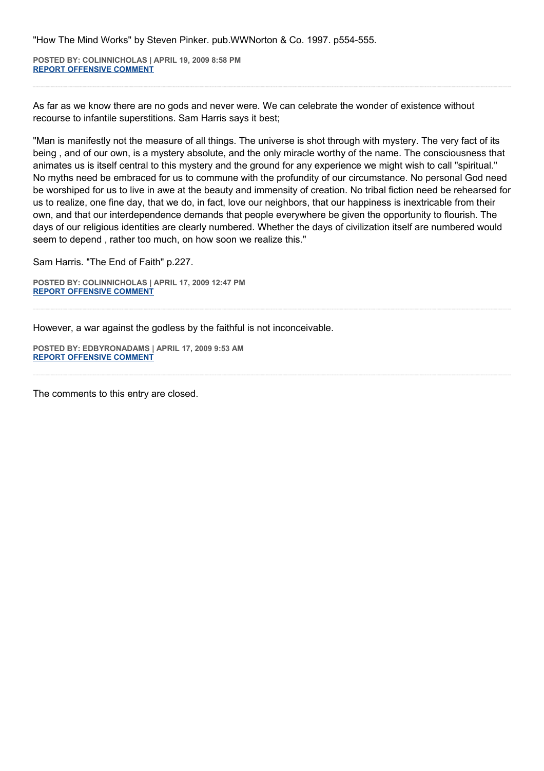"How The Mind Works" by Steven Pinker. pub.WWNorton & Co. 1997. p554-555.

**POSTED BY: COLINNICHOLAS | APRIL 19, 2009 8:58 PM**
**REPORT OFFENSIVE COMMENT**

---

As far as we know there are no gods and never were. We can celebrate the wonder of existence without recourse to infantile superstitions. Sam Harris says it best;

"Man is manifestly not the measure of all things. The universe is shot through with mystery. The very fact of its being , and of our own, is a mystery absolute, and the only miracle worthy of the name. The consciousness that animates us is itself central to this mystery and the ground for any experience we might wish to call "spiritual." No myths need be embraced for us to commune with the profundity of our circumstance. No personal God need be worshiped for us to live in awe at the beauty and immensity of creation. No tribal fiction need be rehearsed for us to realize, one fine day, that we do, in fact, love our neighbors, that our happiness is inextricable from their own, and that our interdependence demands that people everywhere be given the opportunity to flourish. The days of our religious identities are clearly numbered. Whether the days of civilization itself are numbered would seem to depend , rather too much, on how soon we realize this."

Sam Harris. "The End of Faith" p.227.

**POSTED BY: COLINNICHOLAS | APRIL 17, 2009 12:47 PM**
**REPORT OFFENSIVE COMMENT**

---

However, a war against the godless by the faithful is not inconceivable.

**POSTED BY: EDBYRONADAMS | APRIL 17, 2009 9:53 AM**
**REPORT OFFENSIVE COMMENT**

---

The comments to this entry are closed.